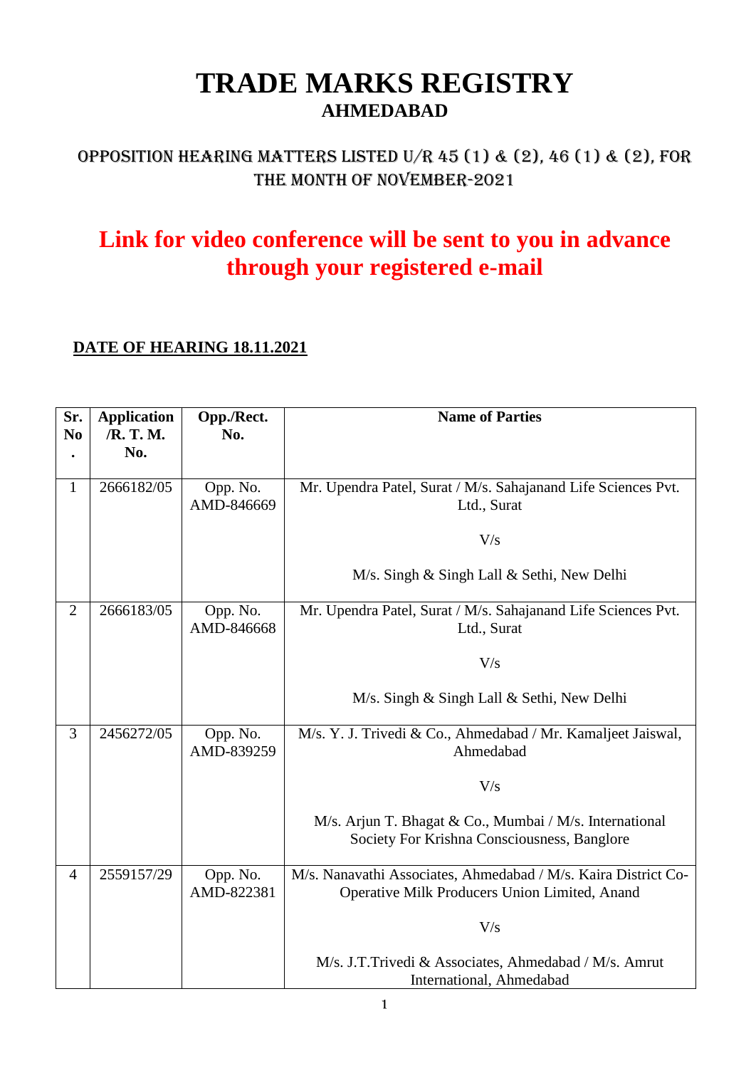# TRADE MARKS REGISTRY
## AHMEDABAD

### OPPOSITION HEARING MATTERS LISTED U/R 45 (1) & (2), 46 (1) & (2), FOR THE MONTH OF NOVEMBER-2021

## Link for video conference will be sent to you in advance through your registered e-mail

**DATE OF HEARING 18.11.2021**

| Sr. No. | Application /R. T. M. No. | Opp./Rect. No. | Name of Parties |
|---|---|---|---|
| 1 | 2666182/05 | Opp. No. AMD-846669 | Mr. Upendra Patel, Surat / M/s. Sahajanand Life Sciences Pvt. Ltd., Surat<br><br>V/s<br><br>M/s. Singh & Singh Lall & Sethi, New Delhi |
| 2 | 2666183/05 | Opp. No. AMD-846668 | Mr. Upendra Patel, Surat / M/s. Sahajanand Life Sciences Pvt. Ltd., Surat<br><br>V/s<br><br>M/s. Singh & Singh Lall & Sethi, New Delhi |
| 3 | 2456272/05 | Opp. No. AMD-839259 | M/s. Y. J. Trivedi & Co., Ahmedabad / Mr. Kamaljeet Jaiswal, Ahmedabad<br><br>V/s<br><br>M/s. Arjun T. Bhagat & Co., Mumbai / M/s. International Society For Krishna Consciousness, Banglore |
| 4 | 2559157/29 | Opp. No. AMD-822381 | M/s. Nanavathi Associates, Ahmedabad / M/s. Kaira District Co-Operative Milk Producers Union Limited, Anand<br><br>V/s<br><br>M/s. J.T.Trivedi & Associates, Ahmedabad / M/s. Amrut International, Ahmedabad |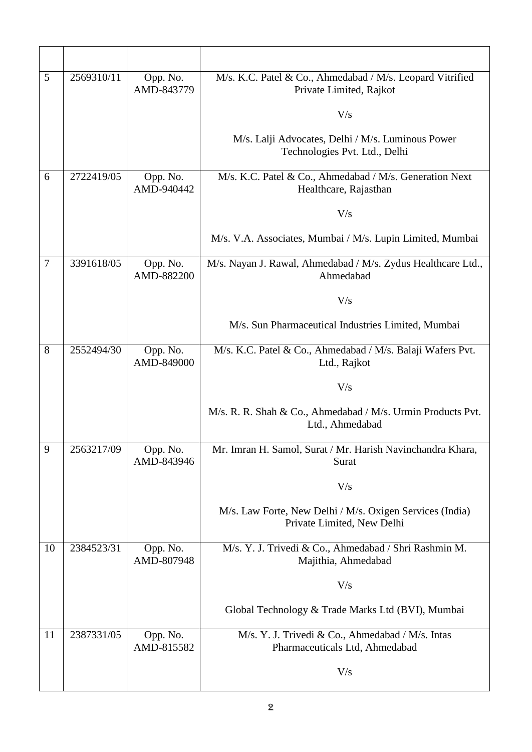| | | | |
|---|---|---|---|
| 5 | 2569310/11 | Opp. No. AMD-843779 | M/s. K.C. Patel & Co., Ahmedabad / M/s. Leopard Vitrified Private Limited, Rajkot<br><br>V/s<br><br>M/s. Lalji Advocates, Delhi / M/s. Luminous Power Technologies Pvt. Ltd., Delhi |
| 6 | 2722419/05 | Opp. No. AMD-940442 | M/s. K.C. Patel & Co., Ahmedabad / M/s. Generation Next Healthcare, Rajasthan<br><br>V/s<br><br>M/s. V.A. Associates, Mumbai / M/s. Lupin Limited, Mumbai |
| 7 | 3391618/05 | Opp. No. AMD-882200 | M/s. Nayan J. Rawal, Ahmedabad / M/s. Zydus Healthcare Ltd., Ahmedabad<br><br>V/s<br><br>M/s. Sun Pharmaceutical Industries Limited, Mumbai |
| 8 | 2552494/30 | Opp. No. AMD-849000 | M/s. K.C. Patel & Co., Ahmedabad / M/s. Balaji Wafers Pvt. Ltd., Rajkot<br><br>V/s<br><br>M/s. R. R. Shah & Co., Ahmedabad / M/s. Urmin Products Pvt. Ltd., Ahmedabad |
| 9 | 2563217/09 | Opp. No. AMD-843946 | Mr. Imran H. Samol, Surat / Mr. Harish Navinchandra Khara, Surat<br><br>V/s<br><br>M/s. Law Forte, New Delhi / M/s. Oxigen Services (India) Private Limited, New Delhi |
| 10 | 2384523/31 | Opp. No. AMD-807948 | M/s. Y. J. Trivedi & Co., Ahmedabad / Shri Rashmin M. Majithia, Ahmedabad<br><br>V/s<br><br>Global Technology & Trade Marks Ltd (BVI), Mumbai |
| 11 | 2387331/05 | Opp. No. AMD-815582 | M/s. Y. J. Trivedi & Co., Ahmedabad / M/s. Intas Pharmaceuticals Ltd, Ahmedabad<br><br>V/s |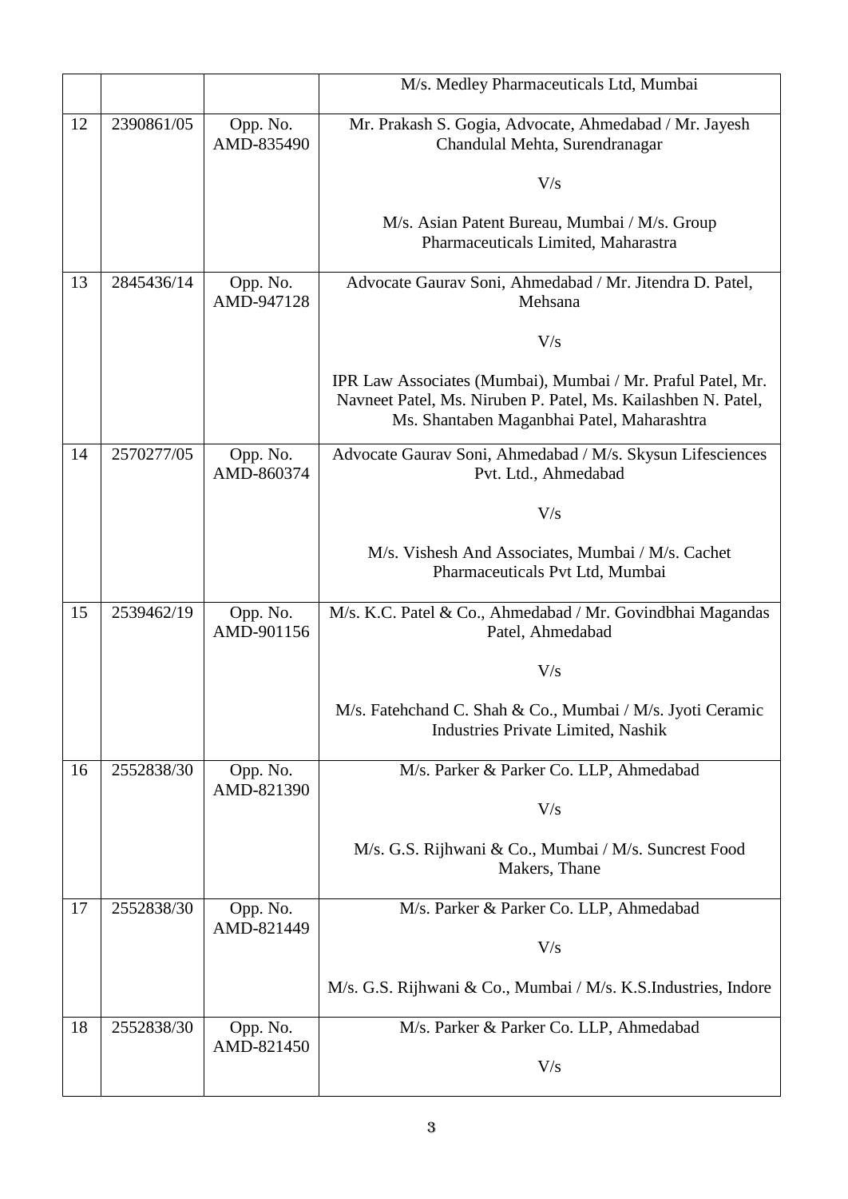| | | | |
|---|---|---|---|
| | | | M/s. Medley Pharmaceuticals Ltd, Mumbai |
| 12 | 2390861/05 | Opp. No. AMD-835490 | Mr. Prakash S. Gogia, Advocate, Ahmedabad / Mr. Jayesh Chandulal Mehta, Surendranagar<br><br>V/s<br><br>M/s. Asian Patent Bureau, Mumbai / M/s. Group Pharmaceuticals Limited, Maharastra |
| 13 | 2845436/14 | Opp. No. AMD-947128 | Advocate Gaurav Soni, Ahmedabad / Mr. Jitendra D. Patel, Mehsana<br><br>V/s<br><br>IPR Law Associates (Mumbai), Mumbai / Mr. Praful Patel, Mr. Navneet Patel, Ms. Niruben P. Patel, Ms. Kailashben N. Patel, Ms. Shantaben Maganbhai Patel, Maharashtra |
| 14 | 2570277/05 | Opp. No. AMD-860374 | Advocate Gaurav Soni, Ahmedabad / M/s. Skysun Lifesciences Pvt. Ltd., Ahmedabad<br><br>V/s<br><br>M/s. Vishesh And Associates, Mumbai / M/s. Cachet Pharmaceuticals Pvt Ltd, Mumbai |
| 15 | 2539462/19 | Opp. No. AMD-901156 | M/s. K.C. Patel & Co., Ahmedabad / Mr. Govindbhai Magandas Patel, Ahmedabad<br><br>V/s<br><br>M/s. Fatehchand C. Shah & Co., Mumbai / M/s. Jyoti Ceramic Industries Private Limited, Nashik |
| 16 | 2552838/30 | Opp. No. AMD-821390 | M/s. Parker & Parker Co. LLP, Ahmedabad<br><br>V/s<br><br>M/s. G.S. Rijhwani & Co., Mumbai / M/s. Suncrest Food Makers, Thane |
| 17 | 2552838/30 | Opp. No. AMD-821449 | M/s. Parker & Parker Co. LLP, Ahmedabad<br><br>V/s<br><br>M/s. G.S. Rijhwani & Co., Mumbai / M/s. K.S.Industries, Indore |
| 18 | 2552838/30 | Opp. No. AMD-821450 | M/s. Parker & Parker Co. LLP, Ahmedabad<br><br>V/s |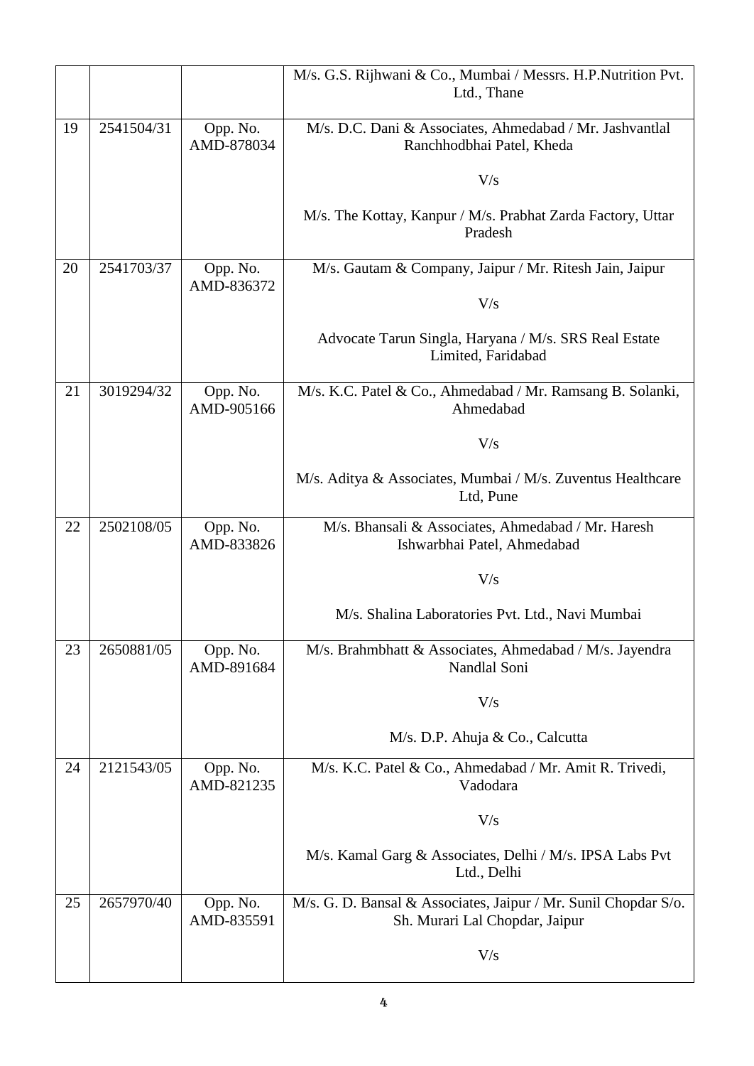| | | | |
|---|---|---|---|
| | | | M/s. G.S. Rijhwani & Co., Mumbai / Messrs. H.P.Nutrition Pvt. Ltd., Thane |
| 19 | 2541504/31 | Opp. No. AMD-878034 | M/s. D.C. Dani & Associates, Ahmedabad / Mr. Jashvantlal Ranchhodbhai Patel, Kheda<br><br>V/s<br><br>M/s. The Kottay, Kanpur / M/s. Prabhat Zarda Factory, Uttar Pradesh |
| 20 | 2541703/37 | Opp. No. AMD-836372 | M/s. Gautam & Company, Jaipur / Mr. Ritesh Jain, Jaipur<br><br>V/s<br><br>Advocate Tarun Singla, Haryana / M/s. SRS Real Estate Limited, Faridabad |
| 21 | 3019294/32 | Opp. No. AMD-905166 | M/s. K.C. Patel & Co., Ahmedabad / Mr. Ramsang B. Solanki, Ahmedabad<br><br>V/s<br><br>M/s. Aditya & Associates, Mumbai / M/s. Zuventus Healthcare Ltd, Pune |
| 22 | 2502108/05 | Opp. No. AMD-833826 | M/s. Bhansali & Associates, Ahmedabad / Mr. Haresh Ishwarbhai Patel, Ahmedabad<br><br>V/s<br><br>M/s. Shalina Laboratories Pvt. Ltd., Navi Mumbai |
| 23 | 2650881/05 | Opp. No. AMD-891684 | M/s. Brahmbhatt & Associates, Ahmedabad / M/s. Jayendra Nandlal Soni<br><br>V/s<br><br>M/s. D.P. Ahuja & Co., Calcutta |
| 24 | 2121543/05 | Opp. No. AMD-821235 | M/s. K.C. Patel & Co., Ahmedabad / Mr. Amit R. Trivedi, Vadodara<br><br>V/s<br><br>M/s. Kamal Garg & Associates, Delhi / M/s. IPSA Labs Pvt Ltd., Delhi |
| 25 | 2657970/40 | Opp. No. AMD-835591 | M/s. G. D. Bansal & Associates, Jaipur / Mr. Sunil Chopdar S/o. Sh. Murari Lal Chopdar, Jaipur<br><br>V/s |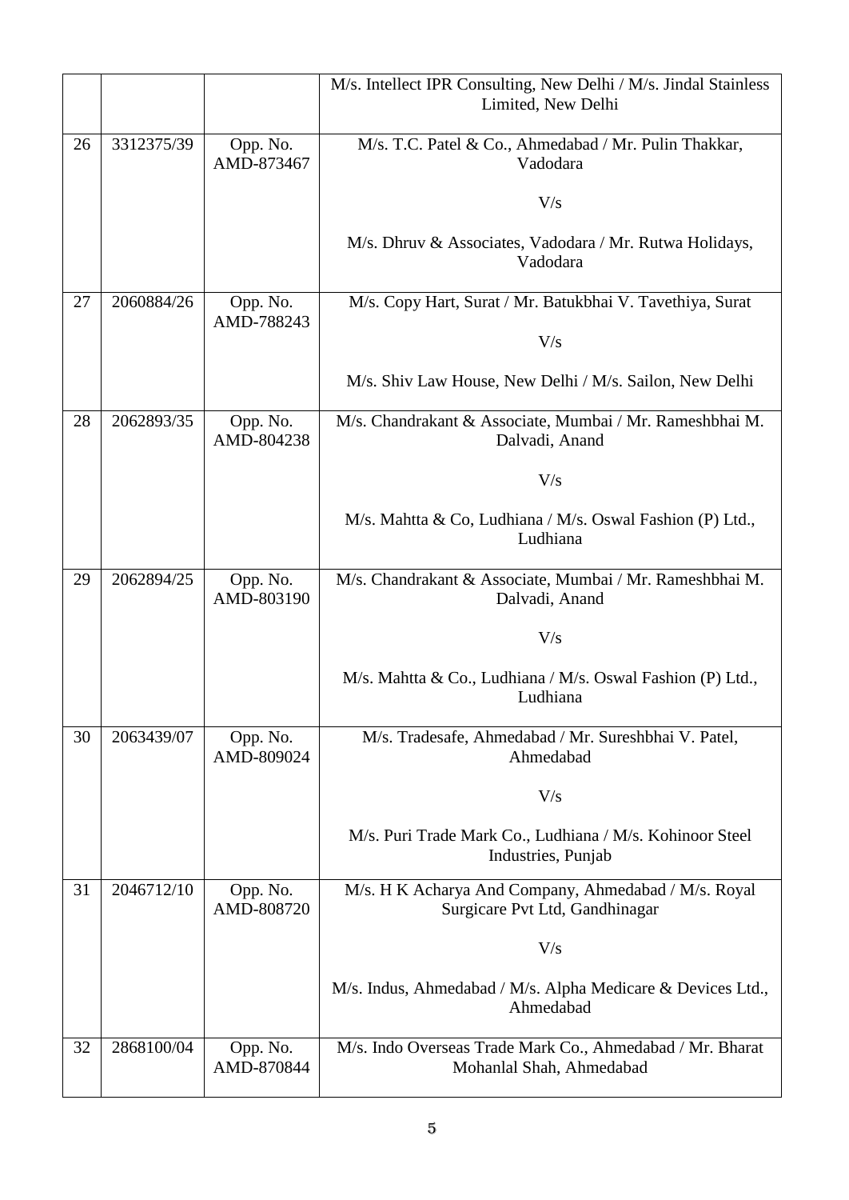| | | | |
|---|---|---|---|
| | | | M/s. Intellect IPR Consulting, New Delhi / M/s. Jindal Stainless Limited, New Delhi |
| 26 | 3312375/39 | Opp. No. AMD-873467 | M/s. T.C. Patel & Co., Ahmedabad / Mr. Pulin Thakkar, Vadodara<br><br>V/s<br><br>M/s. Dhruv & Associates, Vadodara / Mr. Rutwa Holidays, Vadodara |
| 27 | 2060884/26 | Opp. No. AMD-788243 | M/s. Copy Hart, Surat / Mr. Batukbhai V. Tavethiya, Surat<br><br>V/s<br><br>M/s. Shiv Law House, New Delhi / M/s. Sailon, New Delhi |
| 28 | 2062893/35 | Opp. No. AMD-804238 | M/s. Chandrakant & Associate, Mumbai / Mr. Rameshbhai M. Dalvadi, Anand<br><br>V/s<br><br>M/s. Mahtta & Co, Ludhiana / M/s. Oswal Fashion (P) Ltd., Ludhiana |
| 29 | 2062894/25 | Opp. No. AMD-803190 | M/s. Chandrakant & Associate, Mumbai / Mr. Rameshbhai M. Dalvadi, Anand<br><br>V/s<br><br>M/s. Mahtta & Co., Ludhiana / M/s. Oswal Fashion (P) Ltd., Ludhiana |
| 30 | 2063439/07 | Opp. No. AMD-809024 | M/s. Tradesafe, Ahmedabad / Mr. Sureshbhai V. Patel, Ahmedabad<br><br>V/s<br><br>M/s. Puri Trade Mark Co., Ludhiana / M/s. Kohinoor Steel Industries, Punjab |
| 31 | 2046712/10 | Opp. No. AMD-808720 | M/s. H K Acharya And Company, Ahmedabad / M/s. Royal Surgicare Pvt Ltd, Gandhinagar<br><br>V/s<br><br>M/s. Indus, Ahmedabad / M/s. Alpha Medicare & Devices Ltd., Ahmedabad |
| 32 | 2868100/04 | Opp. No. AMD-870844 | M/s. Indo Overseas Trade Mark Co., Ahmedabad / Mr. Bharat Mohanlal Shah, Ahmedabad |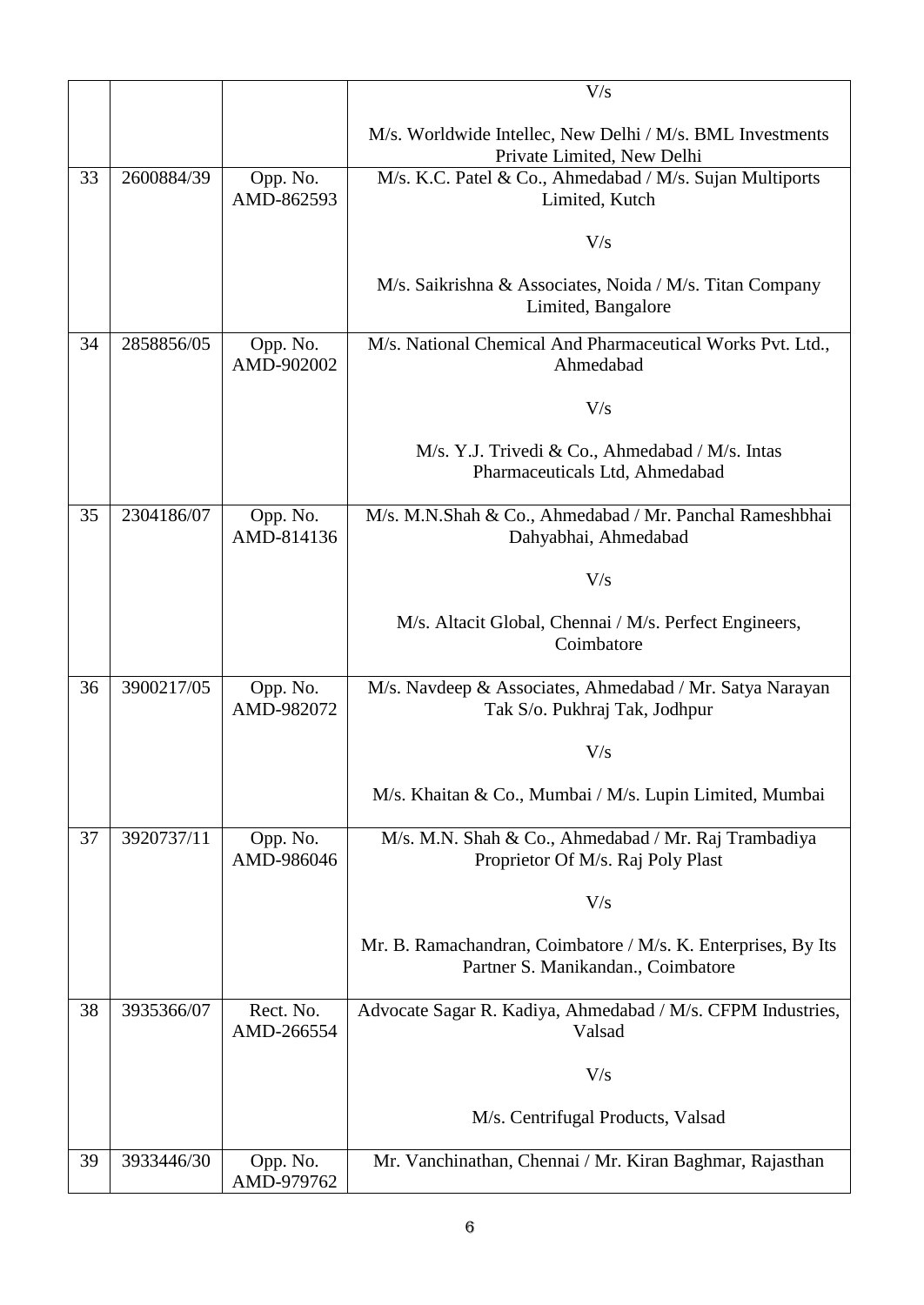| | | | |
|---|---|---|---|
| | | | V/s<br><br>M/s. Worldwide Intellec, New Delhi / M/s. BML Investments Private Limited, New Delhi |
| 33 | 2600884/39 | Opp. No. AMD-862593 | M/s. K.C. Patel & Co., Ahmedabad / M/s. Sujan Multiports Limited, Kutch<br><br>V/s<br><br>M/s. Saikrishna & Associates, Noida / M/s. Titan Company Limited, Bangalore |
| 34 | 2858856/05 | Opp. No. AMD-902002 | M/s. National Chemical And Pharmaceutical Works Pvt. Ltd., Ahmedabad<br><br>V/s<br><br>M/s. Y.J. Trivedi & Co., Ahmedabad / M/s. Intas Pharmaceuticals Ltd, Ahmedabad |
| 35 | 2304186/07 | Opp. No. AMD-814136 | M/s. M.N.Shah & Co., Ahmedabad / Mr. Panchal Rameshbhai Dahyabhai, Ahmedabad<br><br>V/s<br><br>M/s. Altacit Global, Chennai / M/s. Perfect Engineers, Coimbatore |
| 36 | 3900217/05 | Opp. No. AMD-982072 | M/s. Navdeep & Associates, Ahmedabad / Mr. Satya Narayan Tak S/o. Pukhraj Tak, Jodhpur<br><br>V/s<br><br>M/s. Khaitan & Co., Mumbai / M/s. Lupin Limited, Mumbai |
| 37 | 3920737/11 | Opp. No. AMD-986046 | M/s. M.N. Shah & Co., Ahmedabad / Mr. Raj Trambadiya Proprietor Of M/s. Raj Poly Plast<br><br>V/s<br><br>Mr. B. Ramachandran, Coimbatore / M/s. K. Enterprises, By Its Partner S. Manikandan., Coimbatore |
| 38 | 3935366/07 | Rect. No. AMD-266554 | Advocate Sagar R. Kadiya, Ahmedabad / M/s. CFPM Industries, Valsad<br><br>V/s<br><br>M/s. Centrifugal Products, Valsad |
| 39 | 3933446/30 | Opp. No. AMD-979762 | Mr. Vanchinathan, Chennai / Mr. Kiran Baghmar, Rajasthan |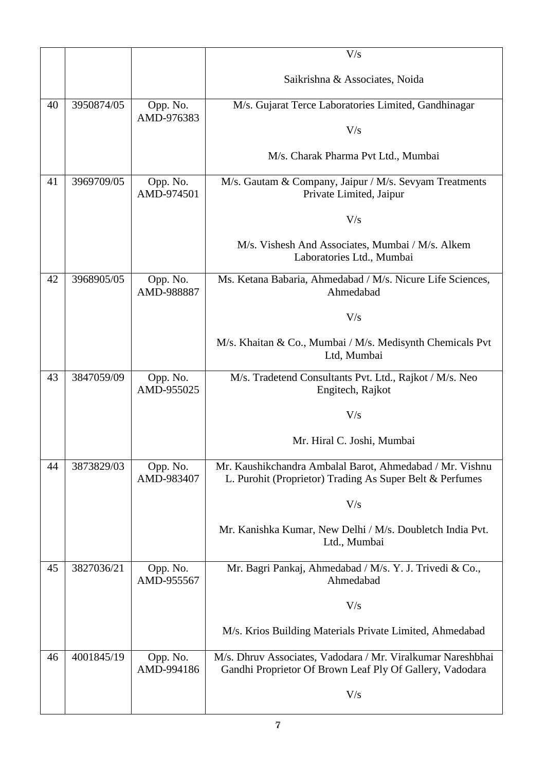| | | | |
|---|---|---|---|
| | | | V/s<br><br>Saikrishna & Associates, Noida |
| 40 | 3950874/05 | Opp. No. AMD-976383 | M/s. Gujarat Terce Laboratories Limited, Gandhinagar<br><br>V/s<br><br>M/s. Charak Pharma Pvt Ltd., Mumbai |
| 41 | 3969709/05 | Opp. No. AMD-974501 | M/s. Gautam & Company, Jaipur / M/s. Sevyam Treatments Private Limited, Jaipur<br><br>V/s<br><br>M/s. Vishesh And Associates, Mumbai / M/s. Alkem Laboratories Ltd., Mumbai |
| 42 | 3968905/05 | Opp. No. AMD-988887 | Ms. Ketana Babaria, Ahmedabad / M/s. Nicure Life Sciences, Ahmedabad<br><br>V/s<br><br>M/s. Khaitan & Co., Mumbai / M/s. Medisynth Chemicals Pvt Ltd, Mumbai |
| 43 | 3847059/09 | Opp. No. AMD-955025 | M/s. Tradetend Consultants Pvt. Ltd., Rajkot / M/s. Neo Engitech, Rajkot<br><br>V/s<br><br>Mr. Hiral C. Joshi, Mumbai |
| 44 | 3873829/03 | Opp. No. AMD-983407 | Mr. Kaushikchandra Ambalal Barot, Ahmedabad / Mr. Vishnu L. Purohit (Proprietor) Trading As Super Belt & Perfumes<br><br>V/s<br><br>Mr. Kanishka Kumar, New Delhi / M/s. Doubletch India Pvt. Ltd., Mumbai |
| 45 | 3827036/21 | Opp. No. AMD-955567 | Mr. Bagri Pankaj, Ahmedabad / M/s. Y. J. Trivedi & Co., Ahmedabad<br><br>V/s<br><br>M/s. Krios Building Materials Private Limited, Ahmedabad |
| 46 | 4001845/19 | Opp. No. AMD-994186 | M/s. Dhruv Associates, Vadodara / Mr. Viralkumar Nareshbhai Gandhi Proprietor Of Brown Leaf Ply Of Gallery, Vadodara<br><br>V/s |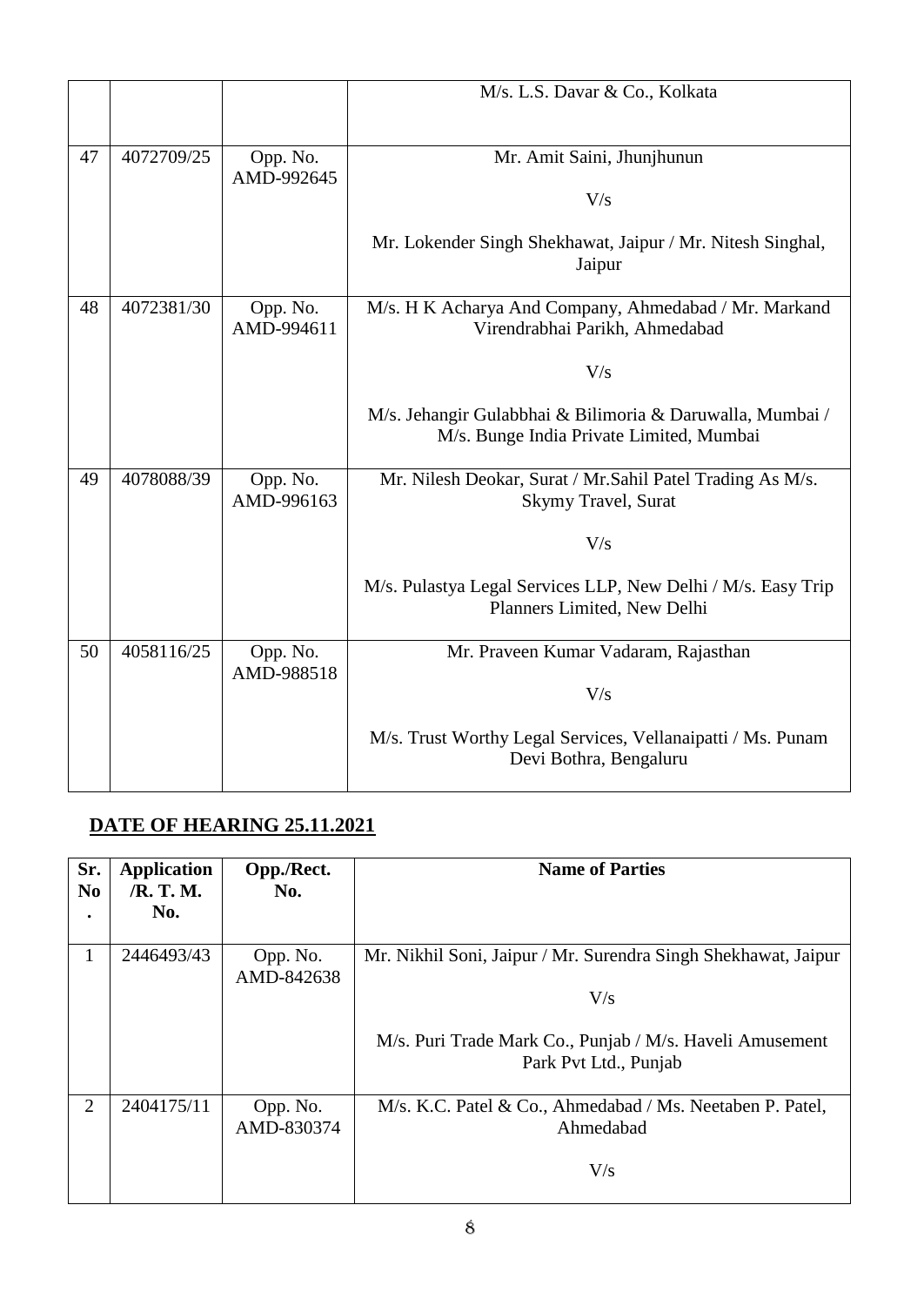| | | | M/s. L.S. Davar & Co., Kolkata |
|---|---|---|---|
| 47 | 4072709/25 | Opp. No. AMD-992645 | Mr. Amit Saini, Jhunjhunun<br><br>V/s<br><br>Mr. Lokender Singh Shekhawat, Jaipur / Mr. Nitesh Singhal, Jaipur |
| 48 | 4072381/30 | Opp. No. AMD-994611 | M/s. H K Acharya And Company, Ahmedabad / Mr. Markand Virendrabhai Parikh, Ahmedabad<br><br>V/s<br><br>M/s. Jehangir Gulabbhai & Bilimoria & Daruwalla, Mumbai / M/s. Bunge India Private Limited, Mumbai |
| 49 | 4078088/39 | Opp. No. AMD-996163 | Mr. Nilesh Deokar, Surat / Mr.Sahil Patel Trading As M/s. Skymy Travel, Surat<br><br>V/s<br><br>M/s. Pulastya Legal Services LLP, New Delhi / M/s. Easy Trip Planners Limited, New Delhi |
| 50 | 4058116/25 | Opp. No. AMD-988518 | Mr. Praveen Kumar Vadaram, Rajasthan<br><br>V/s<br><br>M/s. Trust Worthy Legal Services, Vellanaipatti / Ms. Punam Devi Bothra, Bengaluru |

## DATE OF HEARING 25.11.2021

| Sr. No. | Application /R. T. M. No. | Opp./Rect. No. | Name of Parties |
|---|---|---|---|
| 1 | 2446493/43 | Opp. No. AMD-842638 | Mr. Nikhil Soni, Jaipur / Mr. Surendra Singh Shekhawat, Jaipur<br><br>V/s<br><br>M/s. Puri Trade Mark Co., Punjab / M/s. Haveli Amusement Park Pvt Ltd., Punjab |
| 2 | 2404175/11 | Opp. No. AMD-830374 | M/s. K.C. Patel & Co., Ahmedabad / Ms. Neetaben P. Patel, Ahmedabad<br><br>V/s |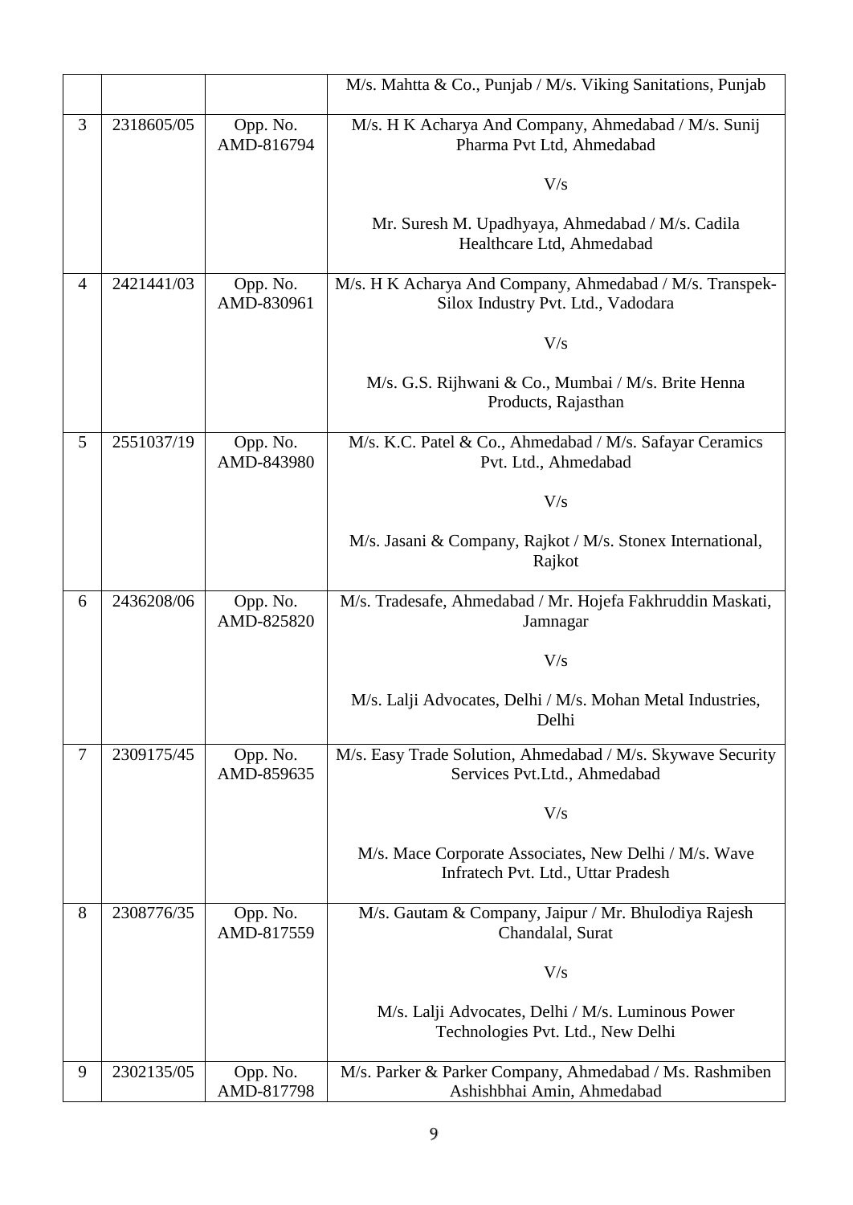| | | | |
|---|---|---|---|
| | | | M/s. Mahtta & Co., Punjab / M/s. Viking Sanitations, Punjab |
| 3 | 2318605/05 | Opp. No. AMD-816794 | M/s. H K Acharya And Company, Ahmedabad / M/s. Sunij Pharma Pvt Ltd, Ahmedabad<br><br>V/s<br><br>Mr. Suresh M. Upadhyaya, Ahmedabad / M/s. Cadila Healthcare Ltd, Ahmedabad |
| 4 | 2421441/03 | Opp. No. AMD-830961 | M/s. H K Acharya And Company, Ahmedabad / M/s. Transpek-Silox Industry Pvt. Ltd., Vadodara<br><br>V/s<br><br>M/s. G.S. Rijhwani & Co., Mumbai / M/s. Brite Henna Products, Rajasthan |
| 5 | 2551037/19 | Opp. No. AMD-843980 | M/s. K.C. Patel & Co., Ahmedabad / M/s. Safayar Ceramics Pvt. Ltd., Ahmedabad<br><br>V/s<br><br>M/s. Jasani & Company, Rajkot / M/s. Stonex International, Rajkot |
| 6 | 2436208/06 | Opp. No. AMD-825820 | M/s. Tradesafe, Ahmedabad / Mr. Hojefa Fakhruddin Maskati, Jamnagar<br><br>V/s<br><br>M/s. Lalji Advocates, Delhi / M/s. Mohan Metal Industries, Delhi |
| 7 | 2309175/45 | Opp. No. AMD-859635 | M/s. Easy Trade Solution, Ahmedabad / M/s. Skywave Security Services Pvt.Ltd., Ahmedabad<br><br>V/s<br><br>M/s. Mace Corporate Associates, New Delhi / M/s. Wave Infratech Pvt. Ltd., Uttar Pradesh |
| 8 | 2308776/35 | Opp. No. AMD-817559 | M/s. Gautam & Company, Jaipur / Mr. Bhulodiya Rajesh Chandalal, Surat<br><br>V/s<br><br>M/s. Lalji Advocates, Delhi / M/s. Luminous Power Technologies Pvt. Ltd., New Delhi |
| 9 | 2302135/05 | Opp. No. AMD-817798 | M/s. Parker & Parker Company, Ahmedabad / Ms. Rashmiben Ashishbhai Amin, Ahmedabad |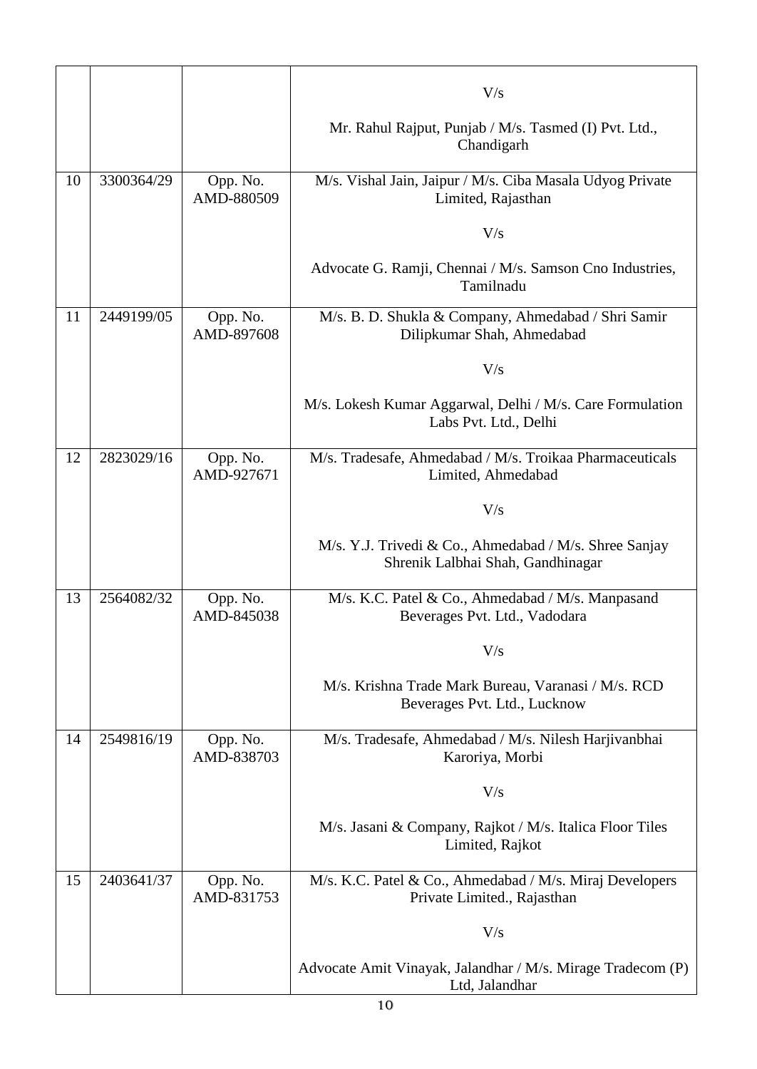| | | | |
|---|---|---|---|
| | | | V/s<br><br>Mr. Rahul Rajput, Punjab / M/s. Tasmed (I) Pvt. Ltd., Chandigarh |
| 10 | 3300364/29 | Opp. No. AMD-880509 | M/s. Vishal Jain, Jaipur / M/s. Ciba Masala Udyog Private Limited, Rajasthan<br><br>V/s<br><br>Advocate G. Ramji, Chennai / M/s. Samson Cno Industries, Tamilnadu |
| 11 | 2449199/05 | Opp. No. AMD-897608 | M/s. B. D. Shukla & Company, Ahmedabad / Shri Samir Dilipkumar Shah, Ahmedabad<br><br>V/s<br><br>M/s. Lokesh Kumar Aggarwal, Delhi / M/s. Care Formulation Labs Pvt. Ltd., Delhi |
| 12 | 2823029/16 | Opp. No. AMD-927671 | M/s. Tradesafe, Ahmedabad / M/s. Troikaa Pharmaceuticals Limited, Ahmedabad<br><br>V/s<br><br>M/s. Y.J. Trivedi & Co., Ahmedabad / M/s. Shree Sanjay Shrenik Lalbhai Shah, Gandhinagar |
| 13 | 2564082/32 | Opp. No. AMD-845038 | M/s. K.C. Patel & Co., Ahmedabad / M/s. Manpasand Beverages Pvt. Ltd., Vadodara<br><br>V/s<br><br>M/s. Krishna Trade Mark Bureau, Varanasi / M/s. RCD Beverages Pvt. Ltd., Lucknow |
| 14 | 2549816/19 | Opp. No. AMD-838703 | M/s. Tradesafe, Ahmedabad / M/s. Nilesh Harjivanbhai Karoriya, Morbi<br><br>V/s<br><br>M/s. Jasani & Company, Rajkot / M/s. Italica Floor Tiles Limited, Rajkot |
| 15 | 2403641/37 | Opp. No. AMD-831753 | M/s. K.C. Patel & Co., Ahmedabad / M/s. Miraj Developers Private Limited., Rajasthan<br><br>V/s<br><br>Advocate Amit Vinayak, Jalandhar / M/s. Mirage Tradecom (P) Ltd, Jalandhar |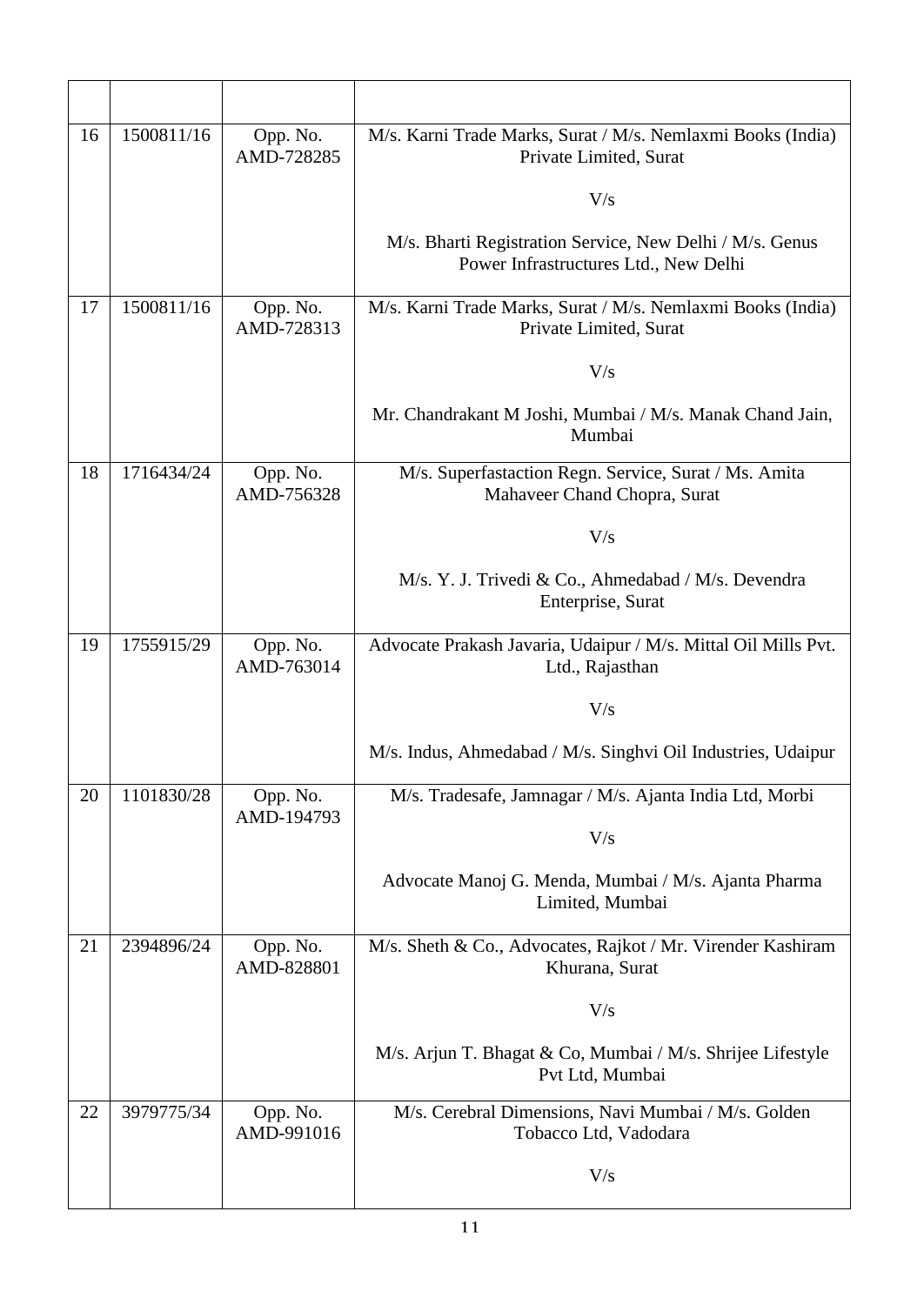| | | | |
|---|---|---|---|
| 16 | 1500811/16 | Opp. No. AMD-728285 | M/s. Karni Trade Marks, Surat / M/s. Nemlaxmi Books (India) Private Limited, Surat<br><br>V/s<br><br>M/s. Bharti Registration Service, New Delhi / M/s. Genus Power Infrastructures Ltd., New Delhi |
| 17 | 1500811/16 | Opp. No. AMD-728313 | M/s. Karni Trade Marks, Surat / M/s. Nemlaxmi Books (India) Private Limited, Surat<br><br>V/s<br><br>Mr. Chandrakant M Joshi, Mumbai / M/s. Manak Chand Jain, Mumbai |
| 18 | 1716434/24 | Opp. No. AMD-756328 | M/s. Superfastaction Regn. Service, Surat / Ms. Amita Mahaveer Chand Chopra, Surat<br><br>V/s<br><br>M/s. Y. J. Trivedi & Co., Ahmedabad / M/s. Devendra Enterprise, Surat |
| 19 | 1755915/29 | Opp. No. AMD-763014 | Advocate Prakash Javaria, Udaipur / M/s. Mittal Oil Mills Pvt. Ltd., Rajasthan<br><br>V/s<br><br>M/s. Indus, Ahmedabad / M/s. Singhvi Oil Industries, Udaipur |
| 20 | 1101830/28 | Opp. No. AMD-194793 | M/s. Tradesafe, Jamnagar / M/s. Ajanta India Ltd, Morbi<br><br>V/s<br><br>Advocate Manoj G. Menda, Mumbai / M/s. Ajanta Pharma Limited, Mumbai |
| 21 | 2394896/24 | Opp. No. AMD-828801 | M/s. Sheth & Co., Advocates, Rajkot / Mr. Virender Kashiram Khurana, Surat<br><br>V/s<br><br>M/s. Arjun T. Bhagat & Co, Mumbai / M/s. Shrijee Lifestyle Pvt Ltd, Mumbai |
| 22 | 3979775/34 | Opp. No. AMD-991016 | M/s. Cerebral Dimensions, Navi Mumbai / M/s. Golden Tobacco Ltd, Vadodara<br><br>V/s |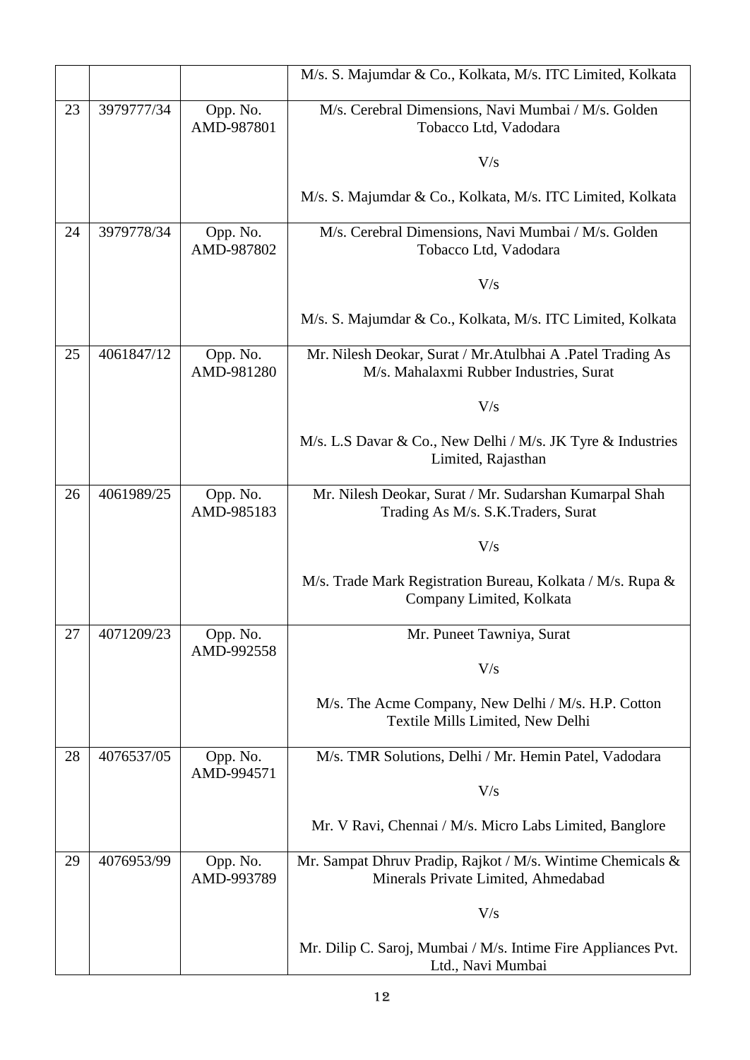| | | | |
|---|---|---|---|
| | | | M/s. S. Majumdar & Co., Kolkata, M/s. ITC Limited, Kolkata |
| 23 | 3979777/34 | Opp. No. AMD-987801 | M/s. Cerebral Dimensions, Navi Mumbai / M/s. Golden Tobacco Ltd, Vadodara<br><br>V/s<br><br>M/s. S. Majumdar & Co., Kolkata, M/s. ITC Limited, Kolkata |
| 24 | 3979778/34 | Opp. No. AMD-987802 | M/s. Cerebral Dimensions, Navi Mumbai / M/s. Golden Tobacco Ltd, Vadodara<br><br>V/s<br><br>M/s. S. Majumdar & Co., Kolkata, M/s. ITC Limited, Kolkata |
| 25 | 4061847/12 | Opp. No. AMD-981280 | Mr. Nilesh Deokar, Surat / Mr.Atulbhai A .Patel Trading As M/s. Mahalaxmi Rubber Industries, Surat<br><br>V/s<br><br>M/s. L.S Davar & Co., New Delhi / M/s. JK Tyre & Industries Limited, Rajasthan |
| 26 | 4061989/25 | Opp. No. AMD-985183 | Mr. Nilesh Deokar, Surat / Mr. Sudarshan Kumarpal Shah Trading As M/s. S.K.Traders, Surat<br><br>V/s<br><br>M/s. Trade Mark Registration Bureau, Kolkata / M/s. Rupa & Company Limited, Kolkata |
| 27 | 4071209/23 | Opp. No. AMD-992558 | Mr. Puneet Tawniya, Surat<br><br>V/s<br><br>M/s. The Acme Company, New Delhi / M/s. H.P. Cotton Textile Mills Limited, New Delhi |
| 28 | 4076537/05 | Opp. No. AMD-994571 | M/s. TMR Solutions, Delhi / Mr. Hemin Patel, Vadodara<br><br>V/s<br><br>Mr. V Ravi, Chennai / M/s. Micro Labs Limited, Banglore |
| 29 | 4076953/99 | Opp. No. AMD-993789 | Mr. Sampat Dhruv Pradip, Rajkot / M/s. Wintime Chemicals & Minerals Private Limited, Ahmedabad<br><br>V/s<br><br>Mr. Dilip C. Saroj, Mumbai / M/s. Intime Fire Appliances Pvt. Ltd., Navi Mumbai |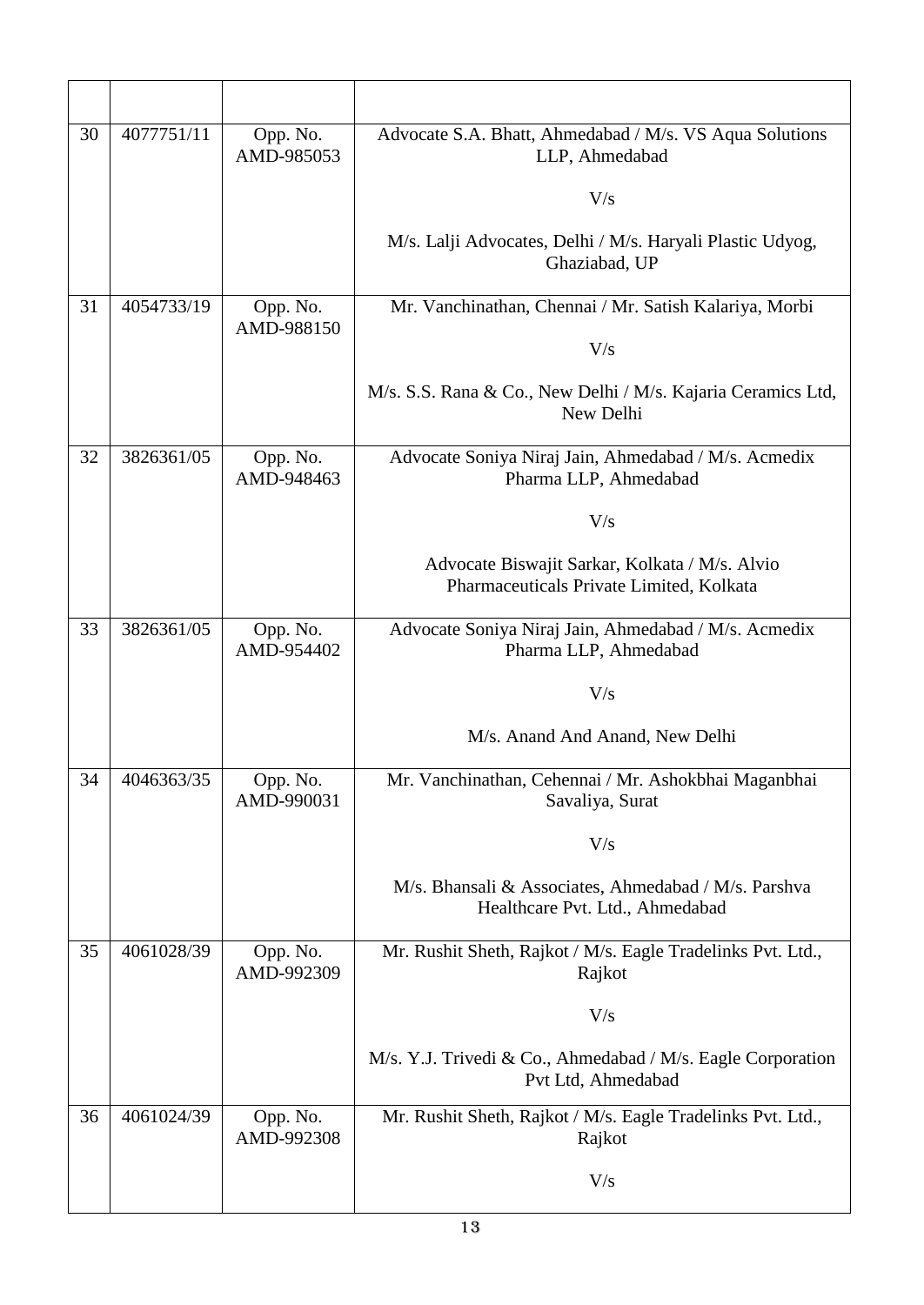| | | | |
|---|---|---|---|
| 30 | 4077751/11 | Opp. No. AMD-985053 | Advocate S.A. Bhatt, Ahmedabad / M/s. VS Aqua Solutions LLP, Ahmedabad<br><br>V/s<br><br>M/s. Lalji Advocates, Delhi / M/s. Haryali Plastic Udyog, Ghaziabad, UP |
| 31 | 4054733/19 | Opp. No. AMD-988150 | Mr. Vanchinathan, Chennai / Mr. Satish Kalariya, Morbi<br><br>V/s<br><br>M/s. S.S. Rana & Co., New Delhi / M/s. Kajaria Ceramics Ltd, New Delhi |
| 32 | 3826361/05 | Opp. No. AMD-948463 | Advocate Soniya Niraj Jain, Ahmedabad / M/s. Acmedix Pharma LLP, Ahmedabad<br><br>V/s<br><br>Advocate Biswajit Sarkar, Kolkata / M/s. Alvio Pharmaceuticals Private Limited, Kolkata |
| 33 | 3826361/05 | Opp. No. AMD-954402 | Advocate Soniya Niraj Jain, Ahmedabad / M/s. Acmedix Pharma LLP, Ahmedabad<br><br>V/s<br><br>M/s. Anand And Anand, New Delhi |
| 34 | 4046363/35 | Opp. No. AMD-990031 | Mr. Vanchinathan, Cehennai / Mr. Ashokbhai Maganbhai Savaliya, Surat<br><br>V/s<br><br>M/s. Bhansali & Associates, Ahmedabad / M/s. Parshva Healthcare Pvt. Ltd., Ahmedabad |
| 35 | 4061028/39 | Opp. No. AMD-992309 | Mr. Rushit Sheth, Rajkot / M/s. Eagle Tradelinks Pvt. Ltd., Rajkot<br><br>V/s<br><br>M/s. Y.J. Trivedi & Co., Ahmedabad / M/s. Eagle Corporation Pvt Ltd, Ahmedabad |
| 36 | 4061024/39 | Opp. No. AMD-992308 | Mr. Rushit Sheth, Rajkot / M/s. Eagle Tradelinks Pvt. Ltd., Rajkot<br><br>V/s |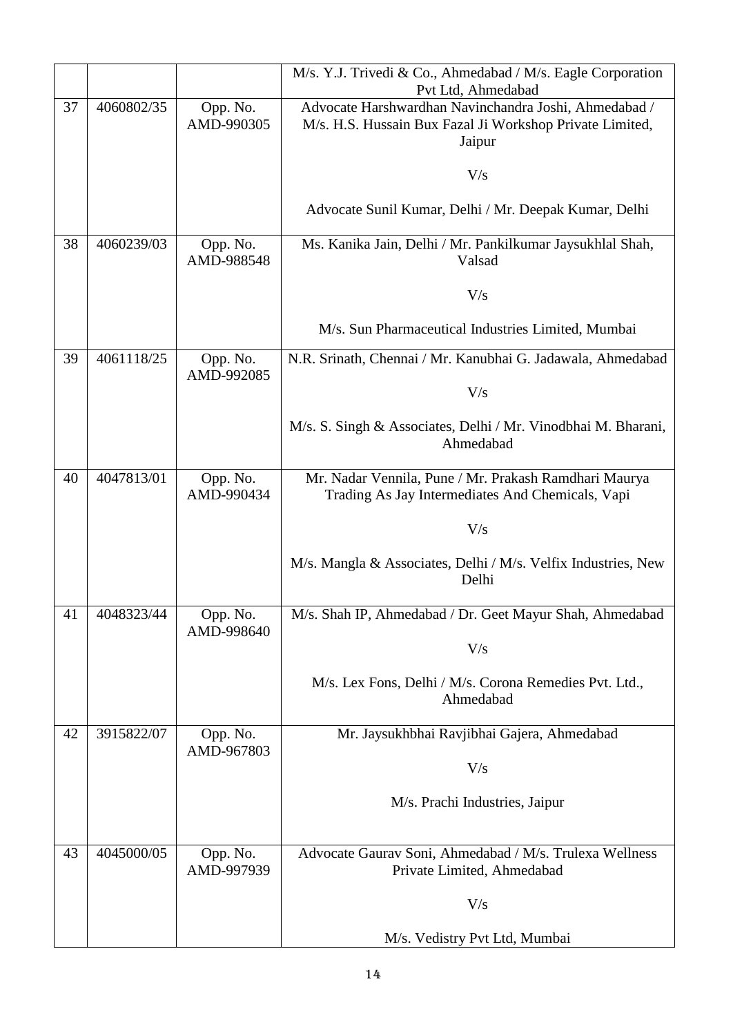| | | | |
|---|---|---|---|
| | | | M/s. Y.J. Trivedi & Co., Ahmedabad / M/s. Eagle Corporation Pvt Ltd, Ahmedabad |
| 37 | 4060802/35 | Opp. No. AMD-990305 | Advocate Harshwardhan Navinchandra Joshi, Ahmedabad / M/s. H.S. Hussain Bux Fazal Ji Workshop Private Limited, Jaipur<br><br>V/s<br><br>Advocate Sunil Kumar, Delhi / Mr. Deepak Kumar, Delhi |
| 38 | 4060239/03 | Opp. No. AMD-988548 | Ms. Kanika Jain, Delhi / Mr. Pankilkumar Jaysukhlal Shah, Valsad<br><br>V/s<br><br>M/s. Sun Pharmaceutical Industries Limited, Mumbai |
| 39 | 4061118/25 | Opp. No. AMD-992085 | N.R. Srinath, Chennai / Mr. Kanubhai G. Jadawala, Ahmedabad<br><br>V/s<br><br>M/s. S. Singh & Associates, Delhi / Mr. Vinodbhai M. Bharani, Ahmedabad |
| 40 | 4047813/01 | Opp. No. AMD-990434 | Mr. Nadar Vennila, Pune / Mr. Prakash Ramdhari Maurya Trading As Jay Intermediates And Chemicals, Vapi<br><br>V/s<br><br>M/s. Mangla & Associates, Delhi / M/s. Velfix Industries, New Delhi |
| 41 | 4048323/44 | Opp. No. AMD-998640 | M/s. Shah IP, Ahmedabad / Dr. Geet Mayur Shah, Ahmedabad<br><br>V/s<br><br>M/s. Lex Fons, Delhi / M/s. Corona Remedies Pvt. Ltd., Ahmedabad |
| 42 | 3915822/07 | Opp. No. AMD-967803 | Mr. Jaysukhbhai Ravjibhai Gajera, Ahmedabad<br><br>V/s<br><br>M/s. Prachi Industries, Jaipur |
| 43 | 4045000/05 | Opp. No. AMD-997939 | Advocate Gaurav Soni, Ahmedabad / M/s. Trulexa Wellness Private Limited, Ahmedabad<br><br>V/s<br><br>M/s. Vedistry Pvt Ltd, Mumbai |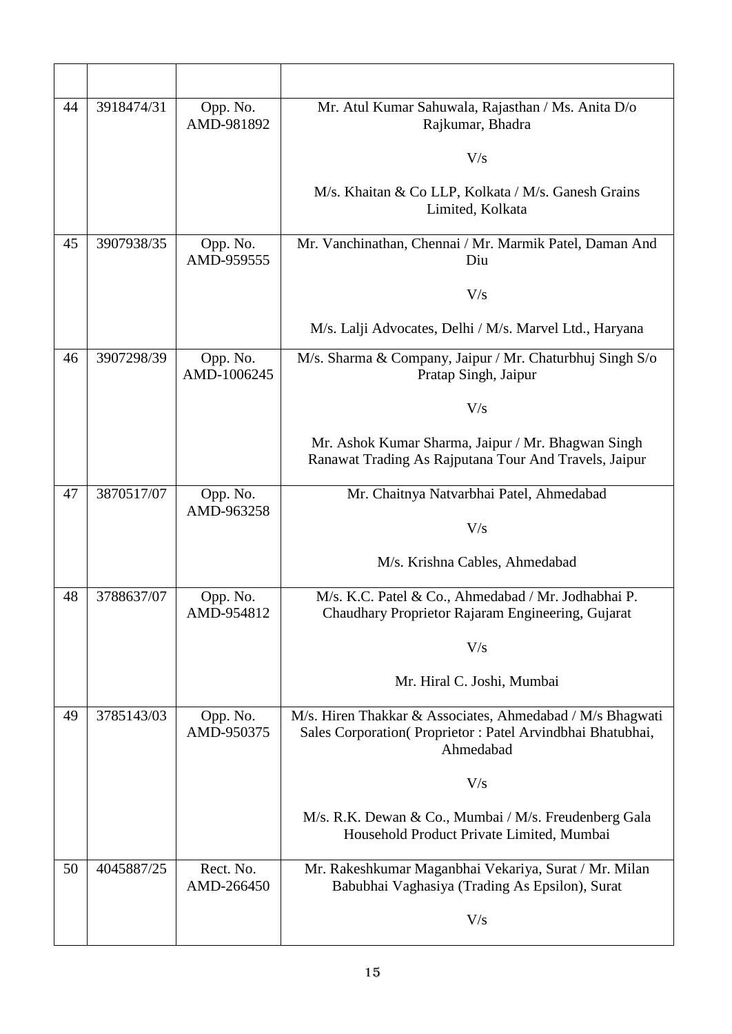| | | | |
|---|---|---|---|
| 44 | 3918474/31 | Opp. No. AMD-981892 | Mr. Atul Kumar Sahuwala, Rajasthan / Ms. Anita D/o Rajkumar, Bhadra<br><br>V/s<br><br>M/s. Khaitan & Co LLP, Kolkata / M/s. Ganesh Grains Limited, Kolkata |
| 45 | 3907938/35 | Opp. No. AMD-959555 | Mr. Vanchinathan, Chennai / Mr. Marmik Patel, Daman And Diu<br><br>V/s<br><br>M/s. Lalji Advocates, Delhi / M/s. Marvel Ltd., Haryana |
| 46 | 3907298/39 | Opp. No. AMD-1006245 | M/s. Sharma & Company, Jaipur / Mr. Chaturbhuj Singh S/o Pratap Singh, Jaipur<br><br>V/s<br><br>Mr. Ashok Kumar Sharma, Jaipur / Mr. Bhagwan Singh Ranawat Trading As Rajputana Tour And Travels, Jaipur |
| 47 | 3870517/07 | Opp. No. AMD-963258 | Mr. Chaitnya Natvarbhai Patel, Ahmedabad<br><br>V/s<br><br>M/s. Krishna Cables, Ahmedabad |
| 48 | 3788637/07 | Opp. No. AMD-954812 | M/s. K.C. Patel & Co., Ahmedabad / Mr. Jodhabhai P. Chaudhary Proprietor Rajaram Engineering, Gujarat<br><br>V/s<br><br>Mr. Hiral C. Joshi, Mumbai |
| 49 | 3785143/03 | Opp. No. AMD-950375 | M/s. Hiren Thakkar & Associates, Ahmedabad / M/s Bhagwati Sales Corporation( Proprietor : Patel Arvindbhai Bhatubhai, Ahmedabad<br><br>V/s<br><br>M/s. R.K. Dewan & Co., Mumbai / M/s. Freudenberg Gala Household Product Private Limited, Mumbai |
| 50 | 4045887/25 | Rect. No. AMD-266450 | Mr. Rakeshkumar Maganbhai Vekariya, Surat / Mr. Milan Babubhai Vaghasiya (Trading As Epsilon), Surat<br><br>V/s |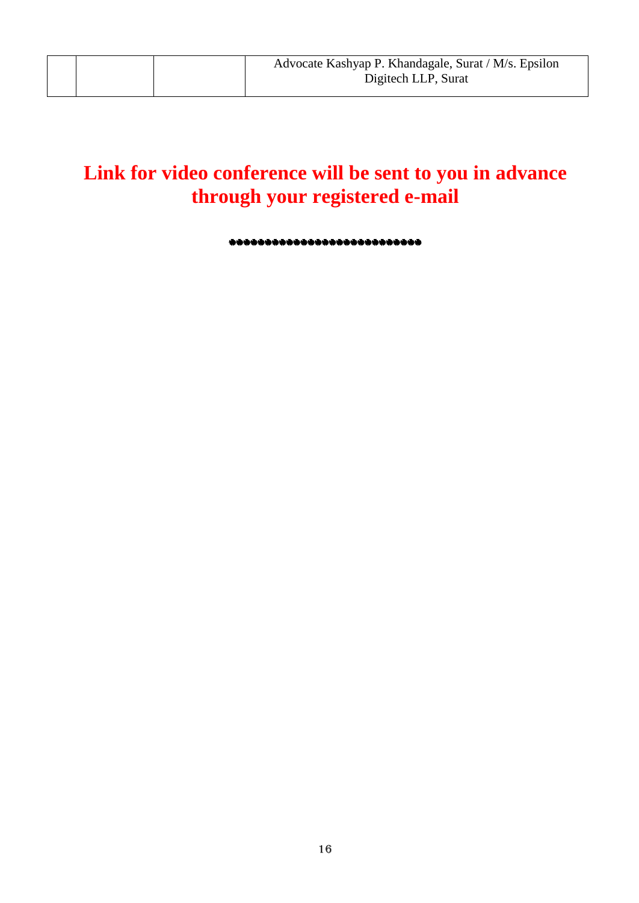| | | | |
|---|---|---|---|
| | | | Advocate Kashyap P. Khandagale, Surat / M/s. Epsilon Digitech LLP, Surat |

**Link for video conference will be sent to you in advance through your registered e-mail**

\*\*\*\*\*\*\*\*\*\*\*\*\*\*\*\*\*\*\*\*\*\*\*\*\*\*\*\*\*\*